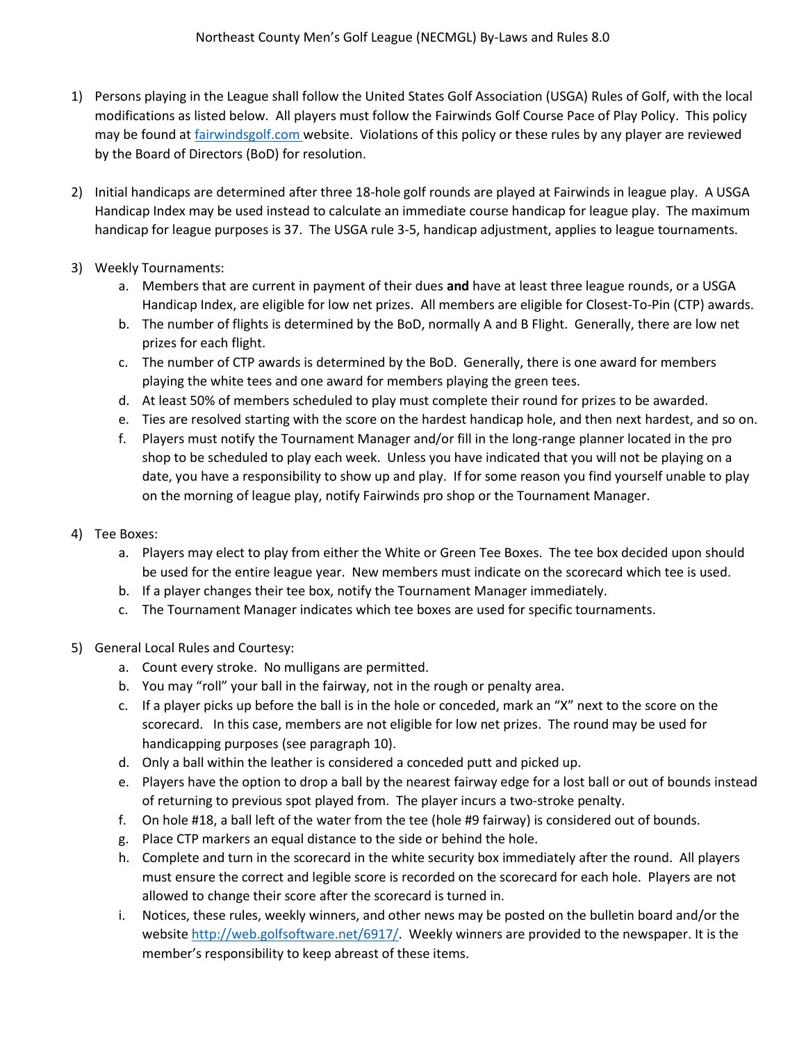# Northeast County Men's Golf League (NECMGL) By-Laws and Rules 8.0

1) Persons playing in the League shall follow the United States Golf Association (USGA) Rules of Golf, with the local modifications as listed below. All players must follow the Fairwinds Golf Course Pace of Play Policy. This policy may be found at [fairwindsgolf.com](fairwindsgolf.com) website. Violations of this policy or these rules by any player are reviewed by the Board of Directors (BoD) for resolution.

2) Initial handicaps are determined after three 18-hole golf rounds are played at Fairwinds in league play. A USGA Handicap Index may be used instead to calculate an immediate course handicap for league play. The maximum handicap for league purposes is 37. The USGA rule 3-5, handicap adjustment, applies to league tournaments.

3) Weekly Tournaments:
    a. Members that are current in payment of their dues **and** have at least three league rounds, or a USGA Handicap Index, are eligible for low net prizes. All members are eligible for Closest-To-Pin (CTP) awards.
    b. The number of flights is determined by the BoD, normally A and B Flight. Generally, there are low net prizes for each flight.
    c. The number of CTP awards is determined by the BoD. Generally, there is one award for members playing the white tees and one award for members playing the green tees.
    d. At least 50% of members scheduled to play must complete their round for prizes to be awarded.
    e. Ties are resolved starting with the score on the hardest handicap hole, and then next hardest, and so on.
    f. Players must notify the Tournament Manager and/or fill in the long-range planner located in the pro shop to be scheduled to play each week. Unless you have indicated that you will not be playing on a date, you have a responsibility to show up and play. If for some reason you find yourself unable to play on the morning of league play, notify Fairwinds pro shop or the Tournament Manager.

4) Tee Boxes:
    a. Players may elect to play from either the White or Green Tee Boxes. The tee box decided upon should be used for the entire league year. New members must indicate on the scorecard which tee is used.
    b. If a player changes their tee box, notify the Tournament Manager immediately.
    c. The Tournament Manager indicates which tee boxes are used for specific tournaments.

5) General Local Rules and Courtesy:
    a. Count every stroke. No mulligans are permitted.
    b. You may "roll" your ball in the fairway, not in the rough or penalty area.
    c. If a player picks up before the ball is in the hole or conceded, mark an "X" next to the score on the scorecard. In this case, members are not eligible for low net prizes. The round may be used for handicapping purposes (see paragraph 10).
    d. Only a ball within the leather is considered a conceded putt and picked up.
    e. Players have the option to drop a ball by the nearest fairway edge for a lost ball or out of bounds instead of returning to previous spot played from. The player incurs a two-stroke penalty.
    f. On hole #18, a ball left of the water from the tee (hole #9 fairway) is considered out of bounds.
    g. Place CTP markers an equal distance to the side or behind the hole.
    h. Complete and turn in the scorecard in the white security box immediately after the round. All players must ensure the correct and legible score is recorded on the scorecard for each hole. Players are not allowed to change their score after the scorecard is turned in.
    i. Notices, these rules, weekly winners, and other news may be posted on the bulletin board and/or the website [http://web.golfsoftware.net/6917/](http://web.golfsoftware.net/6917/). Weekly winners are provided to the newspaper. It is the member's responsibility to keep abreast of these items.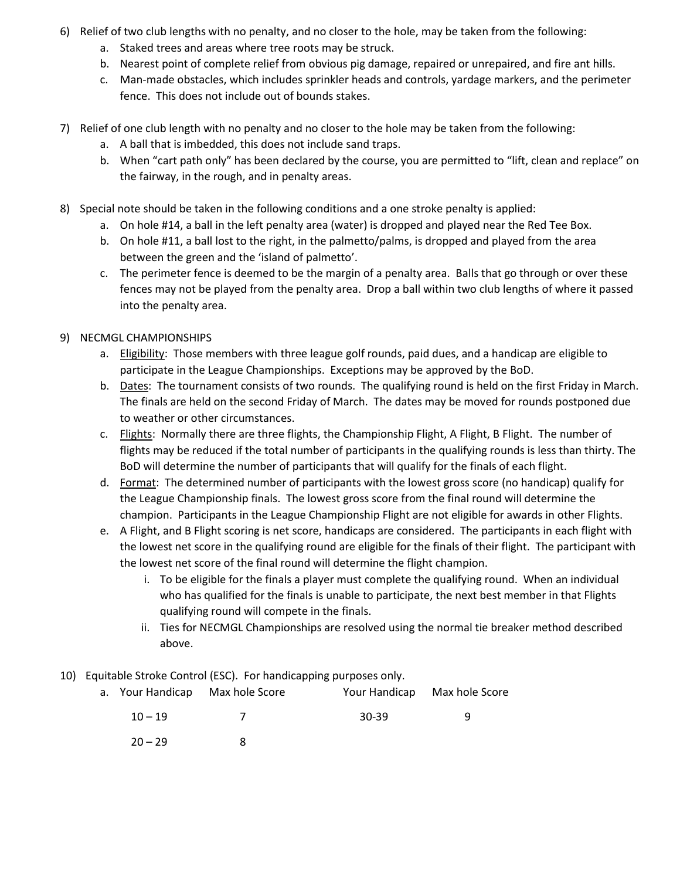6) Relief of two club lengths with no penalty, and no closer to the hole, may be taken from the following:
    a. Staked trees and areas where tree roots may be struck.
    b. Nearest point of complete relief from obvious pig damage, repaired or unrepaired, and fire ant hills.
    c. Man-made obstacles, which includes sprinkler heads and controls, yardage markers, and the perimeter fence. This does not include out of bounds stakes.

7) Relief of one club length with no penalty and no closer to the hole may be taken from the following:
    a. A ball that is imbedded, this does not include sand traps.
    b. When "cart path only" has been declared by the course, you are permitted to "lift, clean and replace" on the fairway, in the rough, and in penalty areas.

8) Special note should be taken in the following conditions and a one stroke penalty is applied:
    a. On hole #14, a ball in the left penalty area (water) is dropped and played near the Red Tee Box.
    b. On hole #11, a ball lost to the right, in the palmetto/palms, is dropped and played from the area between the green and the 'island of palmetto'.
    c. The perimeter fence is deemed to be the margin of a penalty area. Balls that go through or over these fences may not be played from the penalty area. Drop a ball within two club lengths of where it passed into the penalty area.

9) NECMGL CHAMPIONSHIPS
    a. <u>Eligibility</u>: Those members with three league golf rounds, paid dues, and a handicap are eligible to participate in the League Championships. Exceptions may be approved by the BoD.
    b. <u>Dates</u>: The tournament consists of two rounds. The qualifying round is held on the first Friday in March. The finals are held on the second Friday of March. The dates may be moved for rounds postponed due to weather or other circumstances.
    c. <u>Flights</u>: Normally there are three flights, the Championship Flight, A Flight, B Flight. The number of flights may be reduced if the total number of participants in the qualifying rounds is less than thirty. The BoD will determine the number of participants that will qualify for the finals of each flight.
    d. <u>Format</u>: The determined number of participants with the lowest gross score (no handicap) qualify for the League Championship finals. The lowest gross score from the final round will determine the champion. Participants in the League Championship Flight are not eligible for awards in other Flights.
    e. A Flight, and B Flight scoring is net score, handicaps are considered. The participants in each flight with the lowest net score in the qualifying round are eligible for the finals of their flight. The participant with the lowest net score of the final round will determine the flight champion.
        i. To be eligible for the finals a player must complete the qualifying round. When an individual who has qualified for the finals is unable to participate, the next best member in that Flights qualifying round will compete in the finals.
        ii. Ties for NECMGL Championships are resolved using the normal tie breaker method described above.

10) Equitable Stroke Control (ESC). For handicapping purposes only.
    a.

| Your Handicap | Max hole Score | Your Handicap | Max hole Score |
|---|---|---|---|
| 10 – 19 | 7 | 30-39 | 9 |
| 20 – 29 | 8 | | |